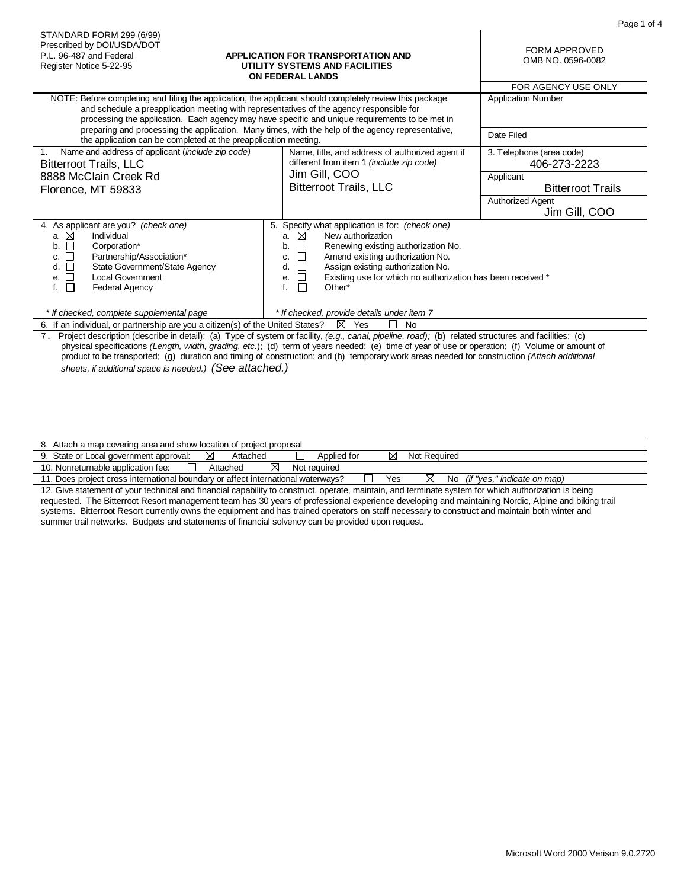STANDARD FORM 299 (6/99)
Prescribed by DOI/USDA/DOT
P.L. 96-487 and Federal
Register Notice 5-22-95

**APPLICATION FOR TRANSPORTATION AND UTILITY SYSTEMS AND FACILITIES ON FEDERAL LANDS**

FORM APPROVED
OMB NO. 0596-0082

| NOTE: Before completing and filing the application, the applicant should completely review this package and schedule a preapplication meeting with representatives of the agency responsible for processing the application. Each agency may have specific and unique requirements to be met in preparing and processing the application. Many times, with the help of the agency representative, the application can be completed at the preapplication meeting. | FOR AGENCY USE ONLY<br>Application Number<br><br>Date Filed |
|---|---|

| 1. Name and address of applicant (*include zip code*) | Name, title, and address of authorized agent if different from item 1 (*include zip code*) | 3. Telephone (area code) |
|---|---|---|
| Bitterroot Trails, LLC<br>8888 McClain Creek Rd<br>Florence, MT 59833 | Jim Gill, COO<br>Bitterroot Trails, LLC | 406-273-2223<br>Applicant<br>Bitterroot Trails<br>Authorized Agent<br>Jim Gill, COO |

**4. As applicant are you?** (*check one*)

- a. ☒ Individual
- b. ☐ Corporation*
- c. ☐ Partnership/Association*
- d. ☐ State Government/State Agency
- e. ☐ Local Government
- f. ☐ Federal Agency

\* *If checked, complete supplemental page*

**5. Specify what application is for:** (*check one*)

- a. ☒ New authorization
- b. ☐ Renewing existing authorization No.
- c. ☐ Amend existing authorization No.
- d. ☐ Assign existing authorization No.
- e. ☐ Existing use for which no authorization has been received *
- f. ☐ Other*

\* *If checked, provide details under item 7*

6. If an individual, or partnership are you a citizen(s) of the United States? ☒ Yes ☐ No

7. Project description (describe in detail): (a) Type of system or facility, *(e.g., canal, pipeline, road)*; (b) related structures and facilities; (c) physical specifications *(Length, width, grading, etc.)*; (d) term of years needed: (e) time of year of use or operation; (f) Volume or amount of product to be transported; (g) duration and timing of construction; and (h) temporary work areas needed for construction *(Attach additional sheets, if additional space is needed.)* *(See attached.)*

8. Attach a map covering area and show location of project proposal

9. State or Local government approval: ☒ Attached ☐ Applied for ☒ Not Required

10. Nonreturnable application fee: ☐ Attached ☒ Not required

11. Does project cross international boundary or affect international waterways? ☐ Yes ☒ No *(if "yes," indicate on map)*

12. Give statement of your technical and financial capability to construct, operate, maintain, and terminate system for which authorization is being requested. The Bitterroot Resort management team has 30 years of professional experience developing and maintaining Nordic, Alpine and biking trail systems. Bitterroot Resort currently owns the equipment and has trained operators on staff necessary to construct and maintain both winter and summer trail networks. Budgets and statements of financial solvency can be provided upon request.

Microsoft Word 2000 Verison 9.0.2720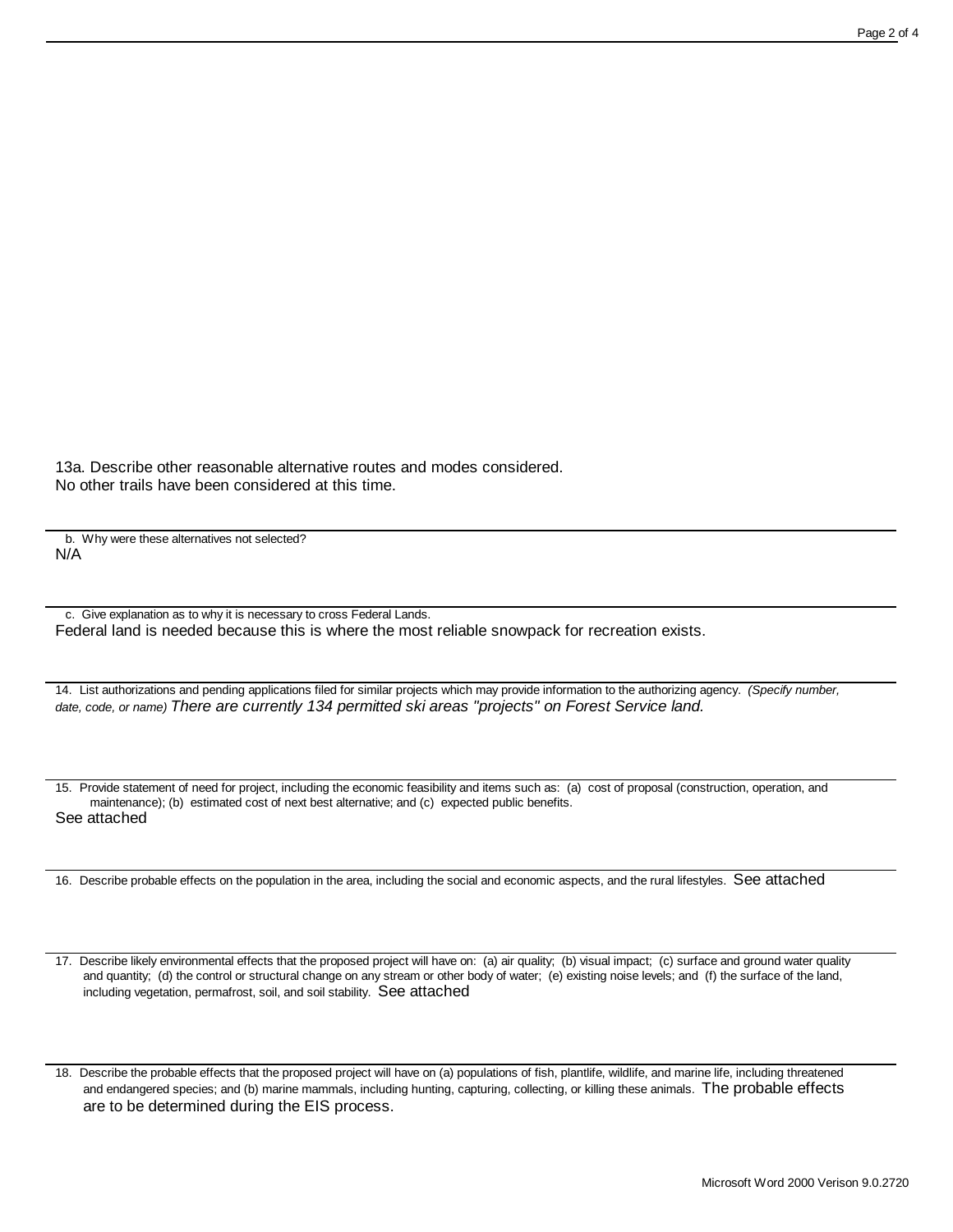13a. Describe other reasonable alternative routes and modes considered.
No other trails have been considered at this time.

b. Why were these alternatives not selected?
N/A

c. Give explanation as to why it is necessary to cross Federal Lands.
Federal land is needed because this is where the most reliable snowpack for recreation exists.

14. List authorizations and pending applications filed for similar projects which may provide information to the authorizing agency. *(Specify number, date, code, or name)* *There are currently 134 permitted ski areas "projects" on Forest Service land.*

15. Provide statement of need for project, including the economic feasibility and items such as: (a) cost of proposal (construction, operation, and maintenance); (b) estimated cost of next best alternative; and (c) expected public benefits.
See attached

16. Describe probable effects on the population in the area, including the social and economic aspects, and the rural lifestyles. See attached

17. Describe likely environmental effects that the proposed project will have on: (a) air quality; (b) visual impact; (c) surface and ground water quality and quantity; (d) the control or structural change on any stream or other body of water; (e) existing noise levels; and (f) the surface of the land, including vegetation, permafrost, soil, and soil stability. See attached

18. Describe the probable effects that the proposed project will have on (a) populations of fish, plantlife, wildlife, and marine life, including threatened and endangered species; and (b) marine mammals, including hunting, capturing, collecting, or killing these animals. The probable effects are to be determined during the EIS process.

Microsoft Word 2000 Verison 9.0.2720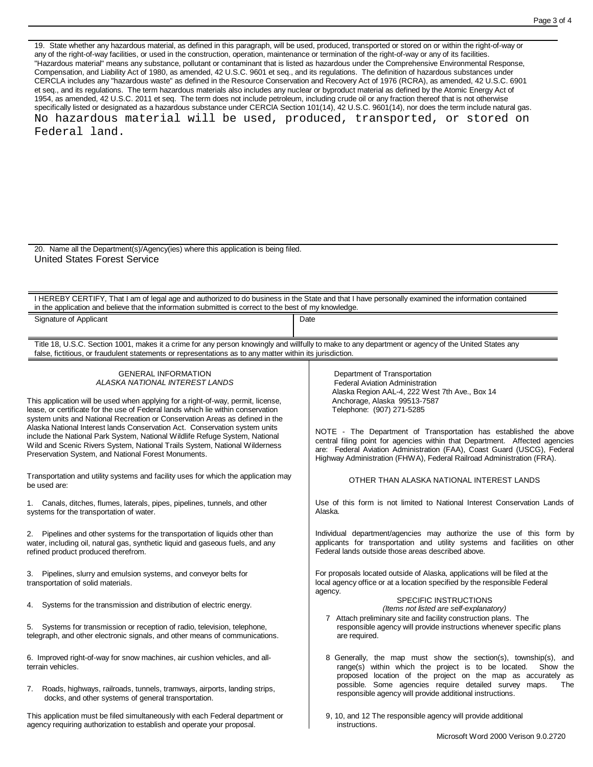19. State whether any hazardous material, as defined in this paragraph, will be used, produced, transported or stored on or within the right-of-way or any of the right-of-way facilities, or used in the construction, operation, maintenance or termination of the right-of-way or any of its facilities. "Hazardous material" means any substance, pollutant or contaminant that is listed as hazardous under the Comprehensive Environmental Response, Compensation, and Liability Act of 1980, as amended, 42 U.S.C. 9601 et seq., and its regulations. The definition of hazardous substances under CERCLA includes any "hazardous waste" as defined in the Resource Conservation and Recovery Act of 1976 (RCRA), as amended, 42 U.S.C. 6901 et seq., and its regulations. The term hazardous materials also includes any nuclear or byproduct material as defined by the Atomic Energy Act of 1954, as amended, 42 U.S.C. 2011 et seq. The term does not include petroleum, including crude oil or any fraction thereof that is not otherwise specifically listed or designated as a hazardous substance under CERCIA Section 101(14), 42 U.S.C. 9601(14), nor does the term include natural gas.

No hazardous material will be used, produced, transported, or stored on Federal land.

20. Name all the Department(s)/Agency(ies) where this application is being filed.

United States Forest Service

I HEREBY CERTIFY, That I am of legal age and authorized to do business in the State and that I have personally examined the information contained in the application and believe that the information submitted is correct to the best of my knowledge.

| Signature of Applicant | Date |
|---|---|
| | |

Title 18, U.S.C. Section 1001, makes it a crime for any person knowingly and willfully to make to any department or agency of the United States any false, fictitious, or fraudulent statements or representations as to any matter within its jurisdiction.

## GENERAL INFORMATION
### *ALASKA NATIONAL INTEREST LANDS*

This application will be used when applying for a right-of-way, permit, license, lease, or certificate for the use of Federal lands which lie within conservation system units and National Recreation or Conservation Areas as defined in the Alaska National Interest lands Conservation Act. Conservation system units include the National Park System, National Wildlife Refuge System, National Wild and Scenic Rivers System, National Trails System, National Wilderness Preservation System, and National Forest Monuments.

Transportation and utility systems and facility uses for which the application may be used are:

1. Canals, ditches, flumes, laterals, pipes, pipelines, tunnels, and other systems for the transportation of water.
2. Pipelines and other systems for the transportation of liquids other than water, including oil, natural gas, synthetic liquid and gaseous fuels, and any refined product produced therefrom.
3. Pipelines, slurry and emulsion systems, and conveyor belts for transportation of solid materials.
4. Systems for the transmission and distribution of electric energy.
5. Systems for transmission or reception of radio, television, telephone, telegraph, and other electronic signals, and other means of communications.
6. Improved right-of-way for snow machines, air cushion vehicles, and all-terrain vehicles.
7. Roads, highways, railroads, tunnels, tramways, airports, landing strips, docks, and other systems of general transportation.

This application must be filed simultaneously with each Federal department or agency requiring authorization to establish and operate your proposal.

Department of Transportation
Federal Aviation Administration
Alaska Region AAL-4, 222 West 7th Ave., Box 14
Anchorage, Alaska 99513-7587
Telephone: (907) 271-5285

NOTE - The Department of Transportation has established the above central filing point for agencies within that Department. Affected agencies are: Federal Aviation Administration (FAA), Coast Guard (USCG), Federal Highway Administration (FHWA), Federal Railroad Administration (FRA).

### OTHER THAN ALASKA NATIONAL INTEREST LANDS

Use of this form is not limited to National Interest Conservation Lands of Alaska.

Individual department/agencies may authorize the use of this form by applicants for transportation and utility systems and facilities on other Federal lands outside those areas described above.

For proposals located outside of Alaska, applications will be filed at the local agency office or at a location specified by the responsible Federal agency.

### SPECIFIC INSTRUCTIONS
*(Items not listed are self-explanatory)*

7 Attach preliminary site and facility construction plans. The responsible agency will provide instructions whenever specific plans are required.

8 Generally, the map must show the section(s), township(s), and range(s) within which the project is to be located. Show the proposed location of the project on the map as accurately as possible. Some agencies require detailed survey maps. The responsible agency will provide additional instructions.

9, 10, and 12 The responsible agency will provide additional instructions.

Microsoft Word 2000 Verison 9.0.2720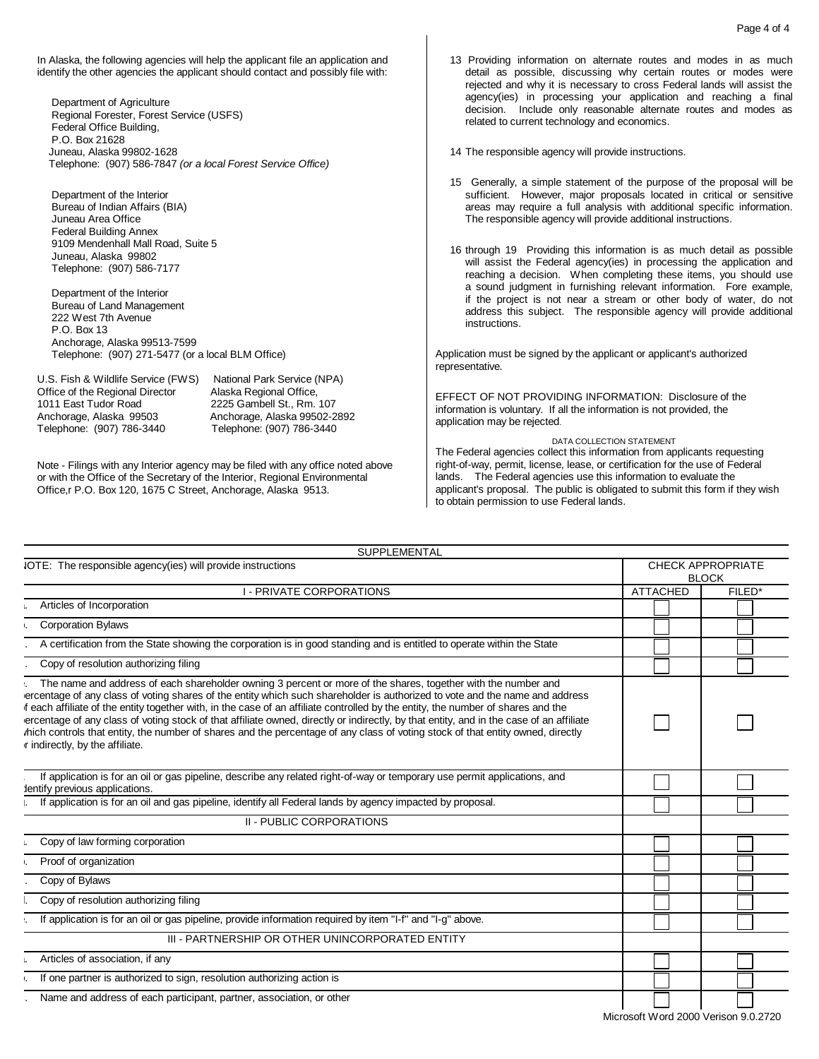In Alaska, the following agencies will help the applicant file an application and identify the other agencies the applicant should contact and possibly file with:

Department of Agriculture
Regional Forester, Forest Service (USFS)
Federal Office Building,
P.O. Box 21628
Juneau, Alaska 99802-1628
Telephone: (907) 586-7847 *(or a local Forest Service Office)*

Department of the Interior
Bureau of Indian Affairs (BIA)
Juneau Area Office
Federal Building Annex
9109 Mendenhall Mall Road, Suite 5
Juneau, Alaska 99802
Telephone: (907) 586-7177

Department of the Interior
Bureau of Land Management
222 West 7th Avenue
P.O. Box 13
Anchorage, Alaska 99513-7599
Telephone: (907) 271-5477 (or a local BLM Office)

U.S. Fish & Wildlife Service (FWS)
Office of the Regional Director
1011 East Tudor Road
Anchorage, Alaska 99503
Telephone: (907) 786-3440

National Park Service (NPA)
Alaska Regional Office,
2225 Gambell St., Rm. 107
Anchorage, Alaska 99502-2892
Telephone: (907) 786-3440

Note - Filings with any Interior agency may be filed with any office noted above or with the Office of the Secretary of the Interior, Regional Environmental Office,r P.O. Box 120, 1675 C Street, Anchorage, Alaska 9513.

13 Providing information on alternate routes and modes in as much detail as possible, discussing why certain routes or modes were rejected and why it is necessary to cross Federal lands will assist the agency(ies) in processing your application and reaching a final decision. Include only reasonable alternate routes and modes as related to current technology and economics.

14 The responsible agency will provide instructions.

15 Generally, a simple statement of the purpose of the proposal will be sufficient. However, major proposals located in critical or sensitive areas may require a full analysis with additional specific information. The responsible agency will provide additional instructions.

16 through 19 Providing this information is as much detail as possible will assist the Federal agency(ies) in processing the application and reaching a decision. When completing these items, you should use a sound judgment in furnishing relevant information. Fore example, if the project is not near a stream or other body of water, do not address this subject. The responsible agency will provide additional instructions.

Application must be signed by the applicant or applicant's authorized representative.

EFFECT OF NOT PROVIDING INFORMATION: Disclosure of the information is voluntary. If all the information is not provided, the application may be rejected.

DATA COLLECTION STATEMENT

The Federal agencies collect this information from applicants requesting right-of-way, permit, license, lease, or certification for the use of Federal lands. The Federal agencies use this information to evaluate the applicant's proposal. The public is obligated to submit this form if they wish to obtain permission to use Federal lands.

SUPPLEMENTAL

| NOTE: The responsible agency(ies) will provide instructions | CHECK APPROPRIATE BLOCK | |
|---|---|---|
| I - PRIVATE CORPORATIONS | ATTACHED | FILED* |
| a. Articles of Incorporation | ☐ | ☐ |
| b. Corporation Bylaws | ☐ | ☐ |
| c. A certification from the State showing the corporation is in good standing and is entitled to operate within the State | ☐ | ☐ |
| d. Copy of resolution authorizing filing | ☐ | ☐ |
| e. The name and address of each shareholder owning 3 percent or more of the shares, together with the number and percentage of any class of voting shares of the entity which such shareholder is authorized to vote and the name and address of each affiliate of the entity together with, in the case of an affiliate controlled by the entity, the number of shares and the percentage of any class of voting stock of that affiliate owned, directly or indirectly, by that entity, and in the case of an affiliate which controls that entity, the number of shares and the percentage of any class of voting stock of that entity owned, directly or indirectly, by the affiliate. | ☐ | ☐ |
| f. If application is for an oil or gas pipeline, describe any related right-of-way or temporary use permit applications, and identify previous applications. | ☐ | ☐ |
| g. If application is for an oil and gas pipeline, identify all Federal lands by agency impacted by proposal. | ☐ | ☐ |
| II - PUBLIC CORPORATIONS | | |
| a. Copy of law forming corporation | ☐ | ☐ |
| b. Proof of organization | ☐ | ☐ |
| c. Copy of Bylaws | ☐ | ☐ |
| d. Copy of resolution authorizing filing | ☐ | ☐ |
| e. If application is for an oil or gas pipeline, provide information required by item "I-f" and "I-g" above. | ☐ | ☐ |
| III - PARTNERSHIP OR OTHER UNINCORPORATED ENTITY | | |
| a. Articles of association, if any | ☐ | ☐ |
| b. If one partner is authorized to sign, resolution authorizing action is | ☐ | ☐ |
| c. Name and address of each participant, partner, association, or other | ☐ | ☐ |

Microsoft Word 2000 Verison 9.0.2720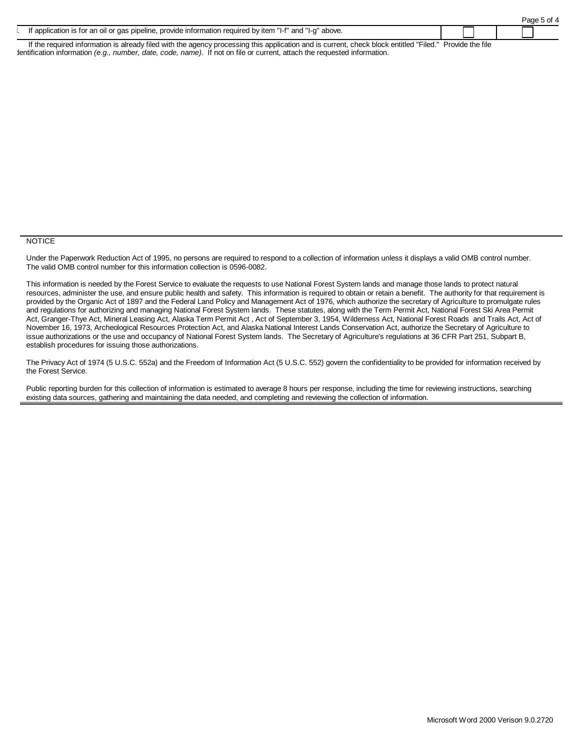| | | |
|---|---|---|
| l. If application is for an oil or gas pipeline, provide information required by item "I-f" and "I-g" above. | ☐ | ☐ |

If the required information is already filed with the agency processing this application and is current, check block entitled "Filed." Provide the file identification information *(e.g., number, date, code, name)*. If not on file or current, attach the requested information.

NOTICE

Under the Paperwork Reduction Act of 1995, no persons are required to respond to a collection of information unless it displays a valid OMB control number. The valid OMB control number for this information collection is 0596-0082.

This information is needed by the Forest Service to evaluate the requests to use National Forest System lands and manage those lands to protect natural resources, administer the use, and ensure public health and safety. This information is required to obtain or retain a benefit. The authority for that requirement is provided by the Organic Act of 1897 and the Federal Land Policy and Management Act of 1976, which authorize the secretary of Agriculture to promulgate rules and regulations for authorizing and managing National Forest System lands. These statutes, along with the Term Permit Act, National Forest Ski Area Permit Act, Granger-Thye Act, Mineral Leasing Act, Alaska Term Permit Act , Act of September 3, 1954, Wilderness Act, National Forest Roads and Trails Act, Act of November 16, 1973, Archeological Resources Protection Act, and Alaska National Interest Lands Conservation Act, authorize the Secretary of Agriculture to issue authorizations or the use and occupancy of National Forest System lands. The Secretary of Agriculture's regulations at 36 CFR Part 251, Subpart B, establish procedures for issuing those authorizations.

The Privacy Act of 1974 (5 U.S.C. 552a) and the Freedom of Information Act (5 U.S.C. 552) govern the confidentiality to be provided for information received by the Forest Service.

Public reporting burden for this collection of information is estimated to average 8 hours per response, including the time for reviewing instructions, searching existing data sources, gathering and maintaining the data needed, and completing and reviewing the collection of information.

Microsoft Word 2000 Verison 9.0.2720